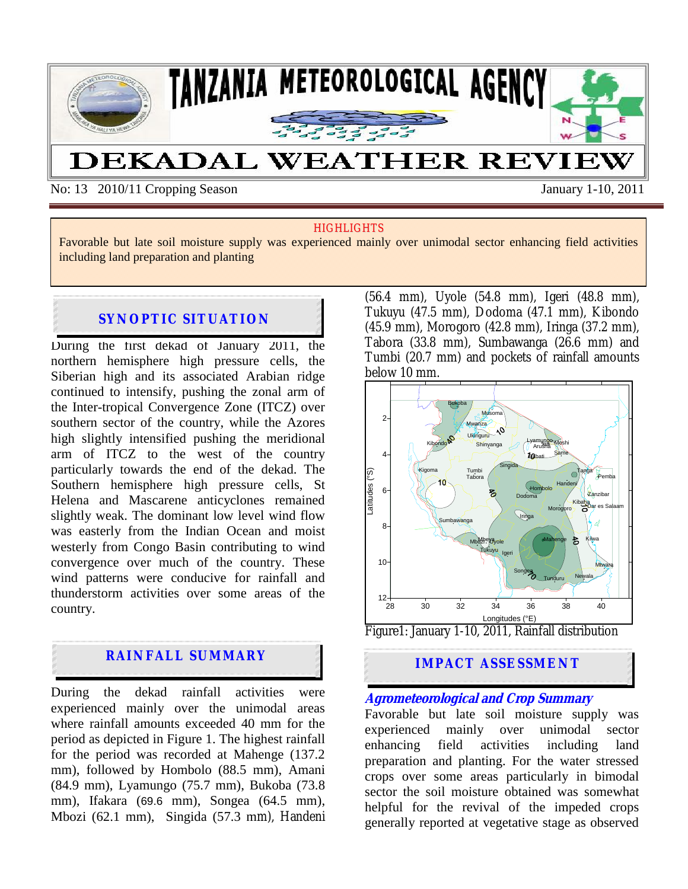# TANZANIA METEOROLOGICAL AGENCY

# DEKADAL WEATHER REVIEW

No: 13 2010/11 Cropping Season January 1-10, 2011

**HIGHLIGHTS**

Favorable but late soil moisture supply was experienced mainly over unimodal sector enhancing field activities including land preparation and planting

## SYNOPTIC SITUATION

During the first dekad of January 2011, the northern hemisphere high pressure cells, the Siberian high and its associated Arabian ridge continued to intensify, pushing the zonal arm of the Inter-tropical Convergence Zone (ITCZ) over southern sector of the country, while the Azores high slightly intensified pushing the meridional arm of ITCZ to the west of the country particularly towards the end of the dekad. The Southern hemisphere high pressure cells, St Helena and Mascarene anticyclones remained slightly weak. The dominant low level wind flow was easterly from the Indian Ocean and moist westerly from Congo Basin contributing to wind convergence over much of the country. These wind patterns were conducive for rainfall and thunderstorm activities over some areas of the country.

## RAINFALL SUMMARY

During the dekad rainfall activities were experienced mainly over the unimodal areas where rainfall amounts exceeded 40 mm for the period as depicted in Figure 1. The highest rainfall for the period was recorded at Mahenge (137.2 mm), followed by Hombolo (88.5 mm), Amani (84.9 mm), Lyamungo (75.7 mm), Bukoba (73.8 mm), Ifakara (69.6 mm), Songea (64.5 mm), Mbozi (62.1 mm), Singida (57.3 mm), Handeni (56.4 mm), Uyole (54.8 mm), Igeri (48.8 mm), Tukuyu (47.5 mm), Dodoma (47.1 mm), Kibondo (45.9 mm), Morogoro (42.8 mm), Iringa (37.2 mm), Tabora (33.8 mm), Sumbawanga (26.6 mm) and Tumbi (20.7 mm) and pockets of rainfall amounts below 10 mm.

Figure1: January 1-10, 2011, Rainfall distribution

## IMPACT ASSESSMENT

### *Agrometeorological and Crop Summary*

Favorable but late soil moisture supply was experienced mainly over unimodal sector enhancing field activities including land preparation and planting. For the water stressed crops over some areas particularly in bimodal sector the soil moisture obtained was somewhat helpful for the revival of the impeded crops generally reported at vegetative stage as observed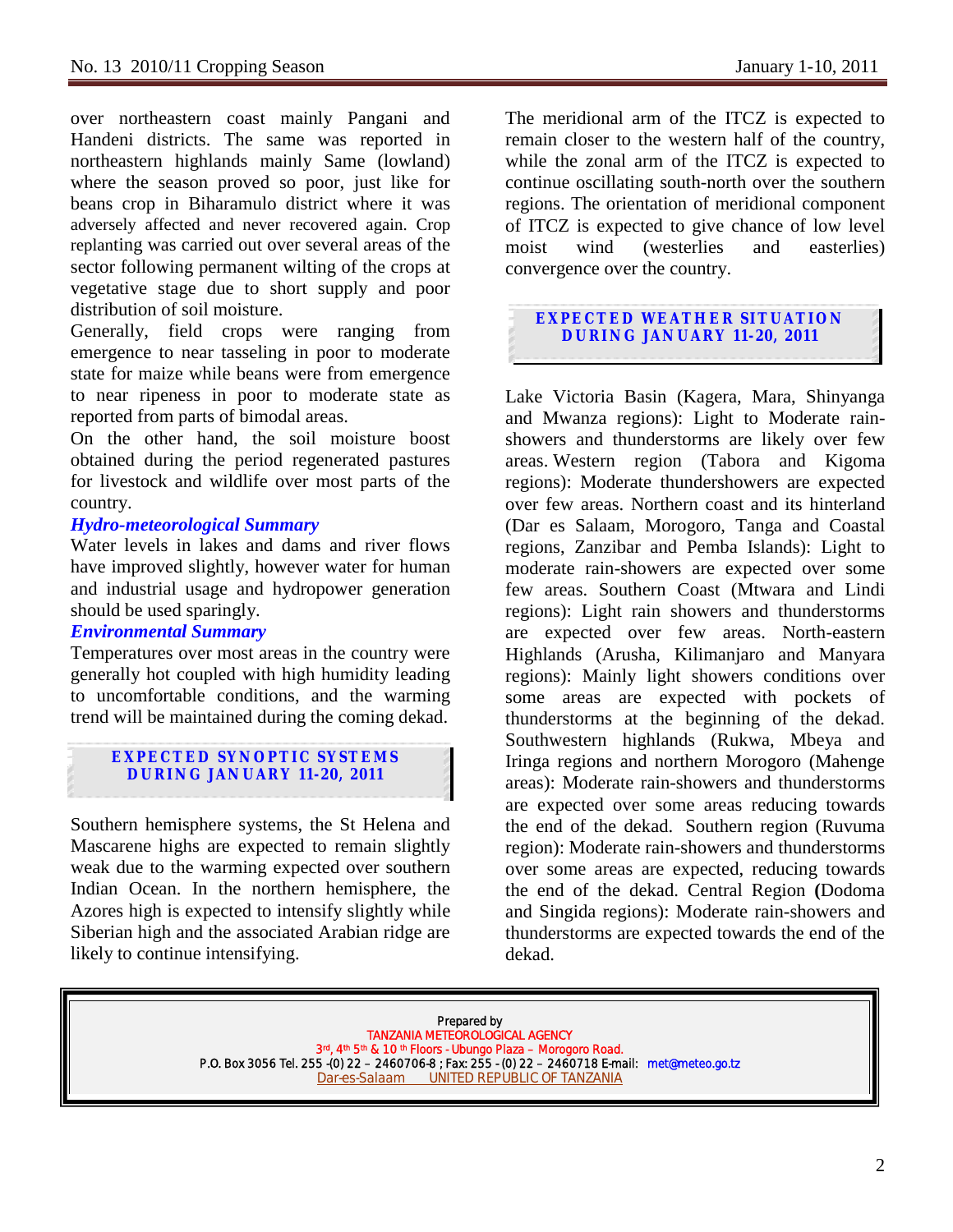over northeastern coast mainly Pangani and Handeni districts. The same was reported in northeastern highlands mainly Same (lowland) where the season proved so poor, just like for beans crop in Biharamulo district where it was adversely affected and never recovered again. Crop replanting was carried out over several areas of the sector following permanent wilting of the crops at vegetative stage due to short supply and poor distribution of soil moisture.

Generally, field crops were ranging from emergence to near tasseling in poor to moderate state for maize while beans were from emergence to near ripeness in poor to moderate state as reported from parts of bimodal areas.

On the other hand, the soil moisture boost obtained during the period regenerated pastures for livestock and wildlife over most parts of the country.

***Hydro-meteorological Summary***

Water levels in lakes and dams and river flows have improved slightly, however water for human and industrial usage and hydropower generation should be used sparingly.

***Environmental Summary***

Temperatures over most areas in the country were generally hot coupled with high humidity leading to uncomfortable conditions, and the warming trend will be maintained during the coming dekad.

## EXPECTED SYNOPTIC SYSTEMS DURING JANUARY 11-20, 2011

Southern hemisphere systems, the St Helena and Mascarene highs are expected to remain slightly weak due to the warming expected over southern Indian Ocean. In the northern hemisphere, the Azores high is expected to intensify slightly while Siberian high and the associated Arabian ridge are likely to continue intensifying.

The meridional arm of the ITCZ is expected to remain closer to the western half of the country, while the zonal arm of the ITCZ is expected to continue oscillating south-north over the southern regions. The orientation of meridional component of ITCZ is expected to give chance of low level moist wind (westerlies and easterlies) convergence over the country.

## EXPECTED WEATHER SITUATION DURING JANUARY 11-20, 2011

Lake Victoria Basin (Kagera, Mara, Shinyanga and Mwanza regions): Light to Moderate rain-showers and thunderstorms are likely over few areas. Western region (Tabora and Kigoma regions): Moderate thundershowers are expected over few areas. Northern coast and its hinterland (Dar es Salaam, Morogoro, Tanga and Coastal regions, Zanzibar and Pemba Islands): Light to moderate rain-showers are expected over some few areas. Southern Coast (Mtwara and Lindi regions): Light rain showers and thunderstorms are expected over few areas. North-eastern Highlands (Arusha, Kilimanjaro and Manyara regions): Mainly light showers conditions over some areas are expected with pockets of thunderstorms at the beginning of the dekad. Southwestern highlands (Rukwa, Mbeya and Iringa regions and northern Morogoro (Mahenge areas): Moderate rain-showers and thunderstorms are expected over some areas reducing towards the end of the dekad. Southern region (Ruvuma region): Moderate rain-showers and thunderstorms over some areas are expected, reducing towards the end of the dekad. Central Region (Dodoma and Singida regions): Moderate rain-showers and thunderstorms are expected towards the end of the dekad.

Prepared by
TANZANIA METEOROLOGICAL AGENCY
3rd, 4th 5th & 10 th Floors - Ubungo Plaza – Morogoro Road.
P.O. Box 3056 Tel. 255 -(0) 22 – 2460706-8 ; Fax: 255 - (0) 22 – 2460718 E-mail: met@meteo.go.tz
Dar-es-Salaam UNITED REPUBLIC OF TANZANIA